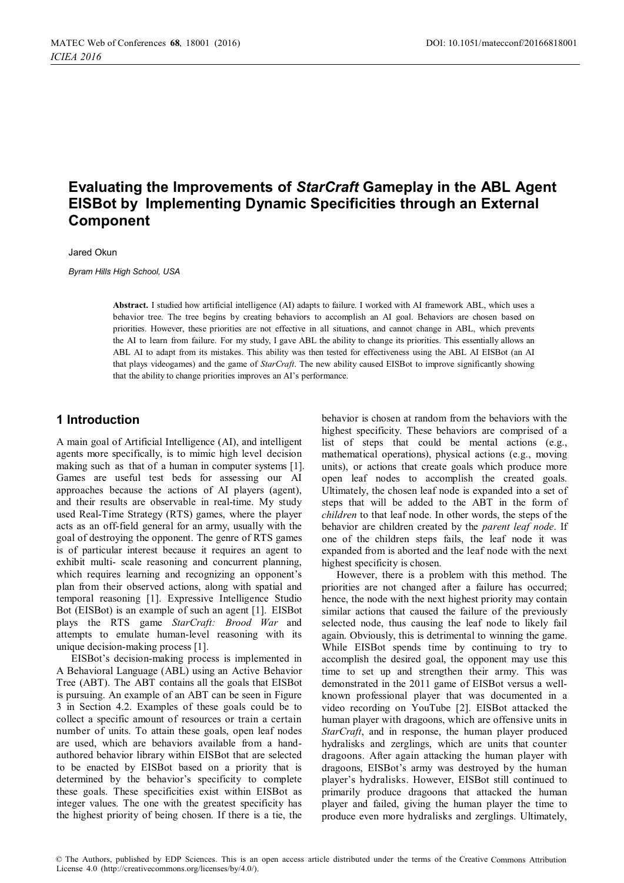# Evaluating the Improvements of *StarCraft* Gameplay in the ABL Agent EISBot by Implementing Dynamic Specificities through an External Component

Jared Okun

*Byram Hills High School, USA*

**Abstract.** I studied how artificial intelligence (AI) adapts to failure. I worked with AI framework ABL, which uses a behavior tree. The tree begins by creating behaviors to accomplish an AI goal. Behaviors are chosen based on priorities. However, these priorities are not effective in all situations, and cannot change in ABL, which prevents the AI to learn from failure. For my study, I gave ABL the ability to change its priorities. This essentially allows an ABL AI to adapt from its mistakes. This ability was then tested for effectiveness using the ABL AI EISBot (an AI that plays videogames) and the game of *StarCraft*. The new ability caused EISBot to improve significantly showing that the ability to change priorities improves an AI's performance.

## 1 Introduction

A main goal of Artificial Intelligence (AI), and intelligent agents more specifically, is to mimic high level decision making such as that of a human in computer systems [1]. Games are useful test beds for assessing our AI approaches because the actions of AI players (agent), and their results are observable in real-time. My study used Real-Time Strategy (RTS) games, where the player acts as an off-field general for an army, usually with the goal of destroying the opponent. The genre of RTS games is of particular interest because it requires an agent to exhibit multi- scale reasoning and concurrent planning, which requires learning and recognizing an opponent's plan from their observed actions, along with spatial and temporal reasoning [1]. Expressive Intelligence Studio Bot (EISBot) is an example of such an agent [1]. EISBot plays the RTS game *StarCraft: Brood War* and attempts to emulate human-level reasoning with its unique decision-making process [1].

EISBot's decision-making process is implemented in A Behavioral Language (ABL) using an Active Behavior Tree (ABT). The ABT contains all the goals that EISBot is pursuing. An example of an ABT can be seen in Figure 3 in Section 4.2. Examples of these goals could be to collect a specific amount of resources or train a certain number of units. To attain these goals, open leaf nodes are used, which are behaviors available from a hand-authored behavior library within EISBot that are selected to be enacted by EISBot based on a priority that is determined by the behavior's specificity to complete these goals. These specificities exist within EISBot as integer values. The one with the greatest specificity has the highest priority of being chosen. If there is a tie, the behavior is chosen at random from the behaviors with the highest specificity. These behaviors are comprised of a list of steps that could be mental actions (e.g., mathematical operations), physical actions (e.g., moving units), or actions that create goals which produce more open leaf nodes to accomplish the created goals. Ultimately, the chosen leaf node is expanded into a set of steps that will be added to the ABT in the form of *children* to that leaf node. In other words, the steps of the behavior are children created by the *parent leaf node*. If one of the children steps fails, the leaf node it was expanded from is aborted and the leaf node with the next highest specificity is chosen.

However, there is a problem with this method. The priorities are not changed after a failure has occurred; hence, the node with the next highest priority may contain similar actions that caused the failure of the previously selected node, thus causing the leaf node to likely fail again. Obviously, this is detrimental to winning the game. While EISBot spends time by continuing to try to accomplish the desired goal, the opponent may use this time to set up and strengthen their army. This was demonstrated in the 2011 game of EISBot versus a well-known professional player that was documented in a video recording on YouTube [2]. EISBot attacked the human player with dragoons, which are offensive units in *StarCraft*, and in response, the human player produced hydralisks and zerglings, which are units that counter dragoons. After again attacking the human player with dragoons, EISBot's army was destroyed by the human player's hydralisks. However, EISBot still continued to primarily produce dragoons that attacked the human player and failed, giving the human player the time to produce even more hydralisks and zerglings. Ultimately,

© The Authors, published by EDP Sciences. This is an open access article distributed under the terms of the Creative Commons Attribution License 4.0 (http://creativecommons.org/licenses/by/4.0/).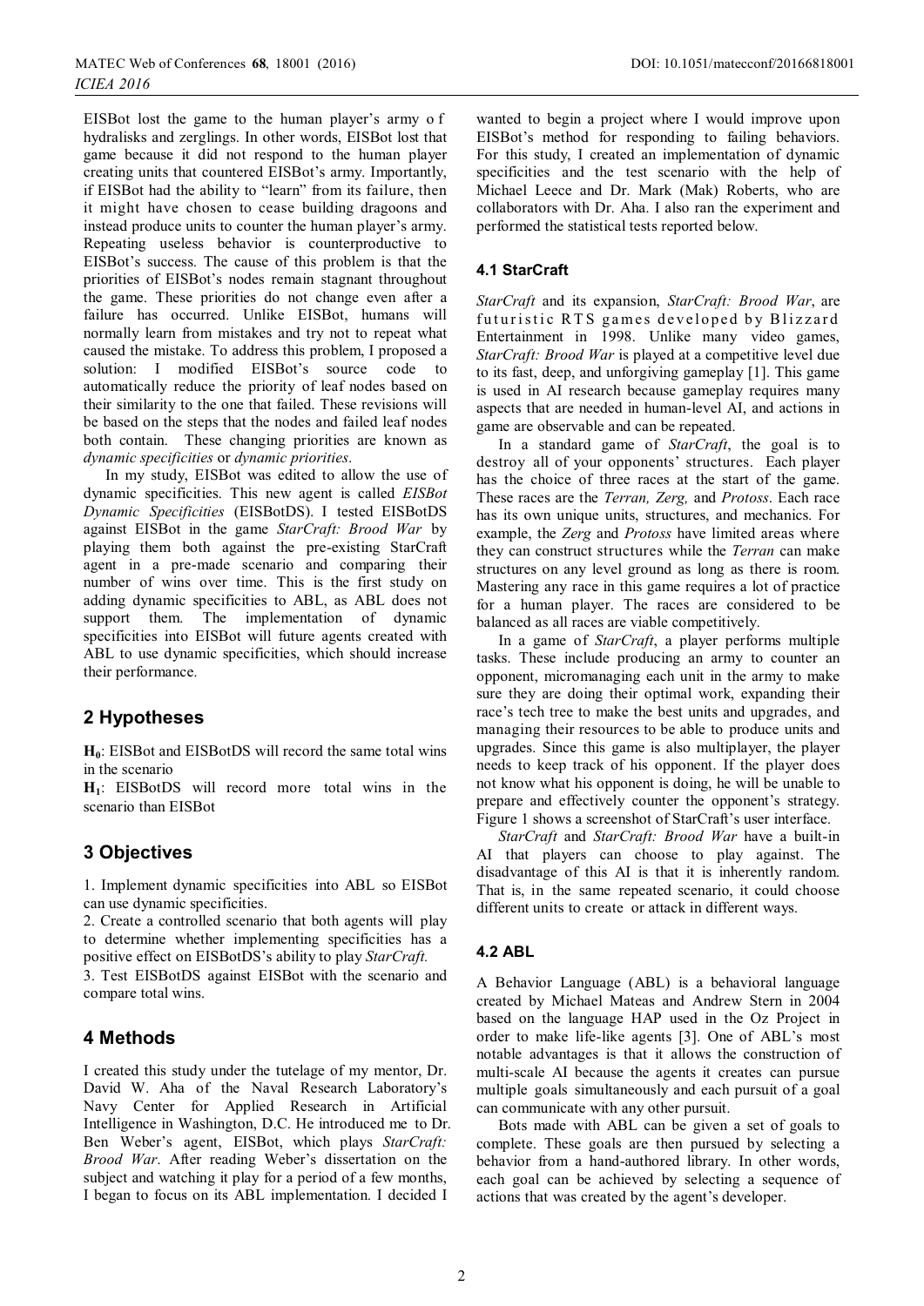EISBot lost the game to the human player's army of hydralisks and zerglings. In other words, EISBot lost that game because it did not respond to the human player creating units that countered EISBot's army. Importantly, if EISBot had the ability to "learn" from its failure, then it might have chosen to cease building dragoons and instead produce units to counter the human player's army. Repeating useless behavior is counterproductive to EISBot's success. The cause of this problem is that the priorities of EISBot's nodes remain stagnant throughout the game. These priorities do not change even after a failure has occurred. Unlike EISBot, humans will normally learn from mistakes and try not to repeat what caused the mistake. To address this problem, I proposed a solution: I modified EISBot's source code to automatically reduce the priority of leaf nodes based on their similarity to the one that failed. These revisions will be based on the steps that the nodes and failed leaf nodes both contain. These changing priorities are known as *dynamic specificities* or *dynamic priorities*.

In my study, EISBot was edited to allow the use of dynamic specificities. This new agent is called *EISBot Dynamic Specificities* (EISBotDS). I tested EISBotDS against EISBot in the game *StarCraft: Brood War* by playing them both against the pre-existing StarCraft agent in a pre-made scenario and comparing their number of wins over time. This is the first study on adding dynamic specificities to ABL, as ABL does not support them. The implementation of dynamic specificities into EISBot will future agents created with ABL to use dynamic specificities, which should increase their performance.

## 2 Hypotheses

**$H_0$**: EISBot and EISBotDS will record the same total wins in the scenario

**$H_1$**: EISBotDS will record more total wins in the scenario than EISBot

## 3 Objectives

1. Implement dynamic specificities into ABL so EISBot can use dynamic specificities.
2. Create a controlled scenario that both agents will play to determine whether implementing specificities has a positive effect on EISBotDS's ability to play *StarCraft.*
3. Test EISBotDS against EISBot with the scenario and compare total wins.

## 4 Methods

I created this study under the tutelage of my mentor, Dr. David W. Aha of the Naval Research Laboratory's Navy Center for Applied Research in Artificial Intelligence in Washington, D.C. He introduced me to Dr. Ben Weber's agent, EISBot, which plays *StarCraft: Brood War*. After reading Weber's dissertation on the subject and watching it play for a period of a few months, I began to focus on its ABL implementation. I decided I wanted to begin a project where I would improve upon EISBot's method for responding to failing behaviors. For this study, I created an implementation of dynamic specificities and the test scenario with the help of Michael Leece and Dr. Mark (Mak) Roberts, who are collaborators with Dr. Aha. I also ran the experiment and performed the statistical tests reported below.

### 4.1 StarCraft

*StarCraft* and its expansion, *StarCraft: Brood War*, are futuristic RTS games developed by Blizzard Entertainment in 1998. Unlike many video games, *StarCraft: Brood War* is played at a competitive level due to its fast, deep, and unforgiving gameplay [1]. This game is used in AI research because gameplay requires many aspects that are needed in human-level AI, and actions in game are observable and can be repeated.

In a standard game of *StarCraft*, the goal is to destroy all of your opponents' structures. Each player has the choice of three races at the start of the game. These races are the *Terran, Zerg,* and *Protoss*. Each race has its own unique units, structures, and mechanics. For example, the *Zerg* and *Protoss* have limited areas where they can construct structures while the *Terran* can make structures on any level ground as long as there is room. Mastering any race in this game requires a lot of practice for a human player. The races are considered to be balanced as all races are viable competitively.

In a game of *StarCraft*, a player performs multiple tasks. These include producing an army to counter an opponent, micromanaging each unit in the army to make sure they are doing their optimal work, expanding their race's tech tree to make the best units and upgrades, and managing their resources to be able to produce units and upgrades. Since this game is also multiplayer, the player needs to keep track of his opponent. If the player does not know what his opponent is doing, he will be unable to prepare and effectively counter the opponent's strategy. Figure 1 shows a screenshot of StarCraft's user interface.

*StarCraft* and *StarCraft: Brood War* have a built-in AI that players can choose to play against. The disadvantage of this AI is that it is inherently random. That is, in the same repeated scenario, it could choose different units to create or attack in different ways.

### 4.2 ABL

A Behavior Language (ABL) is a behavioral language created by Michael Mateas and Andrew Stern in 2004 based on the language HAP used in the Oz Project in order to make life-like agents [3]. One of ABL's most notable advantages is that it allows the construction of multi-scale AI because the agents it creates can pursue multiple goals simultaneously and each pursuit of a goal can communicate with any other pursuit.

Bots made with ABL can be given a set of goals to complete. These goals are then pursued by selecting a behavior from a hand-authored library. In other words, each goal can be achieved by selecting a sequence of actions that was created by the agent's developer.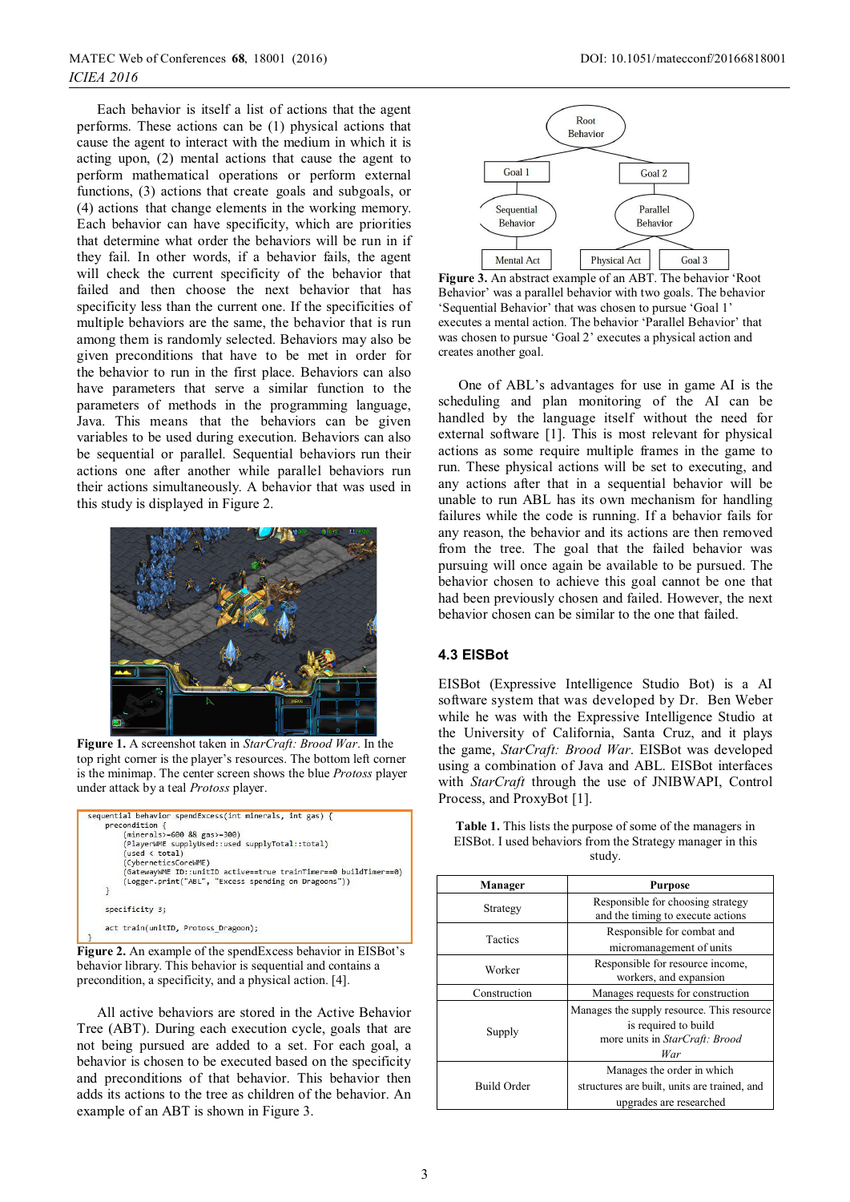Each behavior is itself a list of actions that the agent performs. These actions can be (1) physical actions that cause the agent to interact with the medium in which it is acting upon, (2) mental actions that cause the agent to perform mathematical operations or perform external functions, (3) actions that create goals and subgoals, or (4) actions that change elements in the working memory. Each behavior can have specificity, which are priorities that determine what order the behaviors will be run in if they fail. In other words, if a behavior fails, the agent will check the current specificity of the behavior that failed and then choose the next behavior that has specificity less than the current one. If the specificities of multiple behaviors are the same, the behavior that is run among them is randomly selected. Behaviors may also be given preconditions that have to be met in order for the behavior to run in the first place. Behaviors can also have parameters that serve a similar function to the parameters of methods in the programming language, Java. This means that the behaviors can be given variables to be used during execution. Behaviors can also be sequential or parallel. Sequential behaviors run their actions one after another while parallel behaviors run their actions simultaneously. A behavior that was used in this study is displayed in Figure 2.

**Figure 1.** A screenshot taken in *StarCraft: Brood War*. In the top right corner is the player's resources. The bottom left corner is the minimap. The center screen shows the blue *Protoss* player under attack by a teal *Protoss* player.

```
sequential behavior spendExcess(int minerals, int gas) {
    precondition {
        (minerals>=600 && gas>=300)
        (PlayerWME supplyUsed::used supplyTotal::total)
        (used < total)
        (CyberneticsCoreWME)
        (GatewayWME ID::unitID active==true trainTimer==0 buildTimer==0)
        (Logger.print("ABL", "Excess spending on Dragoons"))
    }

    specificity 3;

    act train(unitID, Protoss_Dragoon);
}
```

**Figure 2.** An example of the spendExcess behavior in EISBot's behavior library. This behavior is sequential and contains a precondition, a specificity, and a physical action. [4].

All active behaviors are stored in the Active Behavior Tree (ABT). During each execution cycle, goals that are not being pursued are added to a set. For each goal, a behavior is chosen to be executed based on the specificity and preconditions of that behavior. This behavior then adds its actions to the tree as children of the behavior. An example of an ABT is shown in Figure 3.

**Figure 3.** An abstract example of an ABT. The behavior 'Root Behavior' was a parallel behavior with two goals. The behavior 'Sequential Behavior' that was chosen to pursue 'Goal 1' executes a mental action. The behavior 'Parallel Behavior' that was chosen to pursue 'Goal 2' executes a physical action and creates another goal.

One of ABL's advantages for use in game AI is the scheduling and plan monitoring of the AI can be handled by the language itself without the need for external software [1]. This is most relevant for physical actions as some require multiple frames in the game to run. These physical actions will be set to executing, and any actions after that in a sequential behavior will be unable to run until the physical action is finished. ABL has its own mechanism for handling failures while the code is running. If a behavior fails for any reason, the behavior and its actions are then removed from the tree. The goal that the failed behavior was pursuing will once again be available to be pursued. The behavior chosen to achieve this goal cannot be one that had been previously chosen and failed. However, the next behavior chosen can be similar to the one that failed.

### 4.3 EISBot

EISBot (Expressive Intelligence Studio Bot) is a AI software system that was developed by Dr. Ben Weber while he was with the Expressive Intelligence Studio at the University of California, Santa Cruz, and it plays the game, *StarCraft: Brood War*. EISBot was developed using a combination of Java and ABL. EISBot interfaces with *StarCraft* through the use of JNIBWAPI, Control Process, and ProxyBot [1].

**Table 1.** This lists the purpose of some of the managers in EISBot. I used behaviors from the Strategy manager in this study.

| Manager | Purpose |
|---|---|
| Strategy | Responsible for choosing strategy and the timing to execute actions |
| Tactics | Responsible for combat and micromanagement of units |
| Worker | Responsible for resource income, workers, and expansion |
| Construction | Manages requests for construction |
| Supply | Manages the supply resource. This resource is required to build more units in *StarCraft: Brood War* |
| Build Order | Manages the order in which structures are built, units are trained, and upgrades are researched |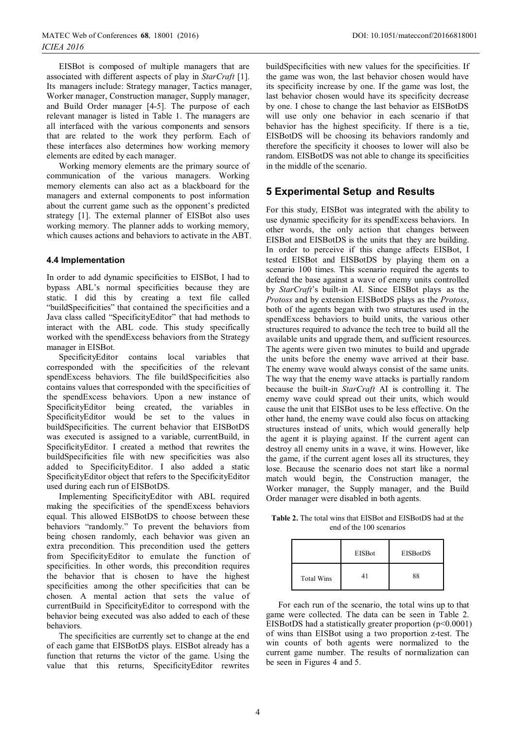EISBot is composed of multiple managers that are associated with different aspects of play in *StarCraft* [1]. Its managers include: Strategy manager, Tactics manager, Worker manager, Construction manager, Supply manager, and Build Order manager [4-5]. The purpose of each relevant manager is listed in Table 1. The managers are all interfaced with the various components and sensors that are related to the work they perform. Each of these interfaces also determines how working memory elements are edited by each manager.

Working memory elements are the primary source of communication of the various managers. Working memory elements can also act as a blackboard for the managers and external components to post information about the current game such as the opponent's predicted strategy [1]. The external planner of EISBot also uses working memory. The planner adds to working memory, which causes actions and behaviors to activate in the ABT.

### 4.4 Implementation

In order to add dynamic specificities to EISBot, I had to bypass ABL's normal specificities because they are static. I did this by creating a text file called "buildSpecificities" that contained the specificities and a Java class called "SpecificityEditor" that had methods to interact with the ABL code. This study specifically worked with the spendExcess behaviors from the Strategy manager in EISBot.

SpecificityEditor contains local variables that corresponded with the specificities of the relevant spendExcess behaviors. The file buildSpecificities also contains values that corresponded with the specificities of the spendExcess behaviors. Upon a new instance of SpecificityEditor being created, the variables in SpecificityEditor would be set to the values in buildSpecificities. The current behavior that EISBotDS was executed is assigned to a variable, currentBuild, in SpecificityEditor. I created a method that rewrites the buildSpecificities file with new specificities was also added to SpecificityEditor. I also added a static SpecificityEditor object that refers to the SpecificityEditor used during each run of EISBotDS.

Implementing SpecificityEditor with ABL required making the specificities of the spendExcess behaviors equal. This allowed EISBotDS to choose between these behaviors "randomly." To prevent the behaviors from being chosen randomly, each behavior was given an extra precondition. This precondition used the getters from SpecificityEditor to emulate the function of specificities. In other words, this precondition requires the behavior that is chosen to have the highest specificities among the other specificities that can be chosen. A mental action that sets the value of currentBuild in SpecificityEditor to correspond with the behavior being executed was also added to each of these behaviors.

The specificities are currently set to change at the end of each game that EISBotDS plays. EISBot already has a function that returns the victor of the game. Using the value that this returns, SpecificityEditor rewrites buildSpecificities with new values for the specificities. If the game was won, the last behavior chosen would have its specificity increase by one. If the game was lost, the last behavior chosen would have its specificity decrease by one. I chose to change the last behavior as EISBotDS will use only one behavior in each scenario if that behavior has the highest specificity. If there is a tie, EISBotDS will be choosing its behaviors randomly and therefore the specificity it chooses to lower will also be random. EISBotDS was not able to change its specificities in the middle of the scenario.

## 5 Experimental Setup and Results

For this study, EISBot was integrated with the ability to use dynamic specificity for its spendExcess behaviors. In other words, the only action that changes between EISBot and EISBotDS is the units that they are building. In order to perceive if this change affects EISBot, I tested EISBot and EISBotDS by playing them on a scenario 100 times. This scenario required the agents to defend the base against a wave of enemy units controlled by *StarCraft*'s built-in AI. Since EISBot plays as the *Protoss* and by extension EISBotDS plays as the *Protoss*, both of the agents began with two structures used in the spendExcess behaviors to build units, the various other structures required to advance the tech tree to build all the available units and upgrade them, and sufficient resources. The agents were given two minutes to build and upgrade the units before the enemy wave arrived at their base. The enemy wave would always consist of the same units. The way that the enemy wave attacks is partially random because the built-in *StarCraft* AI is controlling it. The enemy wave could spread out their units, which would cause the unit that EISBot uses to be less effective. On the other hand, the enemy wave could also focus on attacking structures instead of units, which would generally help the agent it is playing against. If the current agent can destroy all enemy units in a wave, it wins. However, like the game, if the current agent loses all its structures, they lose. Because the scenario does not start like a normal match would begin, the Construction manager, the Worker manager, the Supply manager, and the Build Order manager were disabled in both agents.

**Table 2.** The total wins that EISBot and EISBotDS had at the end of the 100 scenarios

| | EISBot | EISBotDS |
|---|---|---|
| Total Wins | 41 | 88 |

For each run of the scenario, the total wins up to that game were collected. The data can be seen in Table 2. EISBotDS had a statistically greater proportion ($p<0.0001$) of wins than EISBot using a two proportion z-test. The win counts of both agents were normalized to the current game number. The results of normalization can be seen in Figures 4 and 5.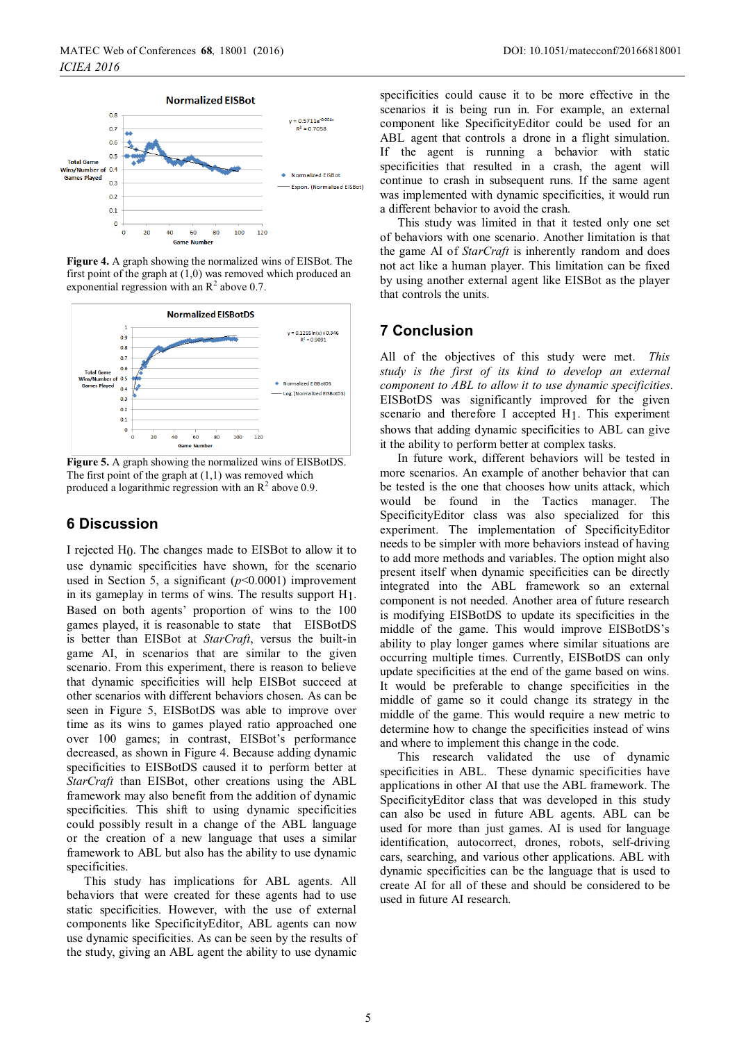**Figure 4.** A graph showing the normalized wins of EISBot. The first point of the graph at (1,0) was removed which produced an exponential regression with an $R^2$ above 0.7.

**Figure 5.** A graph showing the normalized wins of EISBotDS. The first point of the graph at (1,1) was removed which produced a logarithmic regression with an $R^2$ above 0.9.

## 6 Discussion

I rejected $H_0$. The changes made to EISBot to allow it to use dynamic specificities have shown, for the scenario used in Section 5, a significant ($p$<0.0001) improvement in its gameplay in terms of wins. The results support $H_1$. Based on both agents' proportion of wins to the 100 games played, it is reasonable to state that EISBotDS is better than EISBot at *StarCraft*, versus the built-in game AI, in scenarios that are similar to the given scenario. From this experiment, there is reason to believe that dynamic specificities will help EISBot succeed at other scenarios with different behaviors chosen. As can be seen in Figure 5, EISBotDS was able to improve over time as its wins to games played ratio approached one over 100 games; in contrast, EISBot's performance decreased, as shown in Figure 4. Because adding dynamic specificities to EISBotDS caused it to perform better at *StarCraft* than EISBot, other creations using the ABL framework may also benefit from the addition of dynamic specificities. This shift to using dynamic specificities could possibly result in a change of the ABL language or the creation of a new language that uses a similar framework to ABL but also has the ability to use dynamic specificities.

This study has implications for ABL agents. All behaviors that were created for these agents had to use static specificities. However, with the use of external components like SpecificityEditor, ABL agents can now use dynamic specificities. As can be seen by the results of the study, giving an ABL agent the ability to use dynamic specificities could cause it to be more effective in the scenarios it is being run in. For example, an external component like SpecificityEditor could be used for an ABL agent that controls a drone in a flight simulation. If the agent is running a behavior with static specificities that resulted in a crash, the agent will continue to crash in subsequent runs. If the same agent was implemented with dynamic specificities, it would run a different behavior to avoid the crash.

This study was limited in that it tested only one set of behaviors with one scenario. Another limitation is that the game AI of *StarCraft* is inherently random and does not act like a human player. This limitation can be fixed by using another external agent like EISBot as the player that controls the units.

## 7 Conclusion

All of the objectives of this study were met. *This study is the first of its kind to develop an external component to ABL to allow it to use dynamic specificities.* EISBotDS was significantly improved for the given scenario and therefore I accepted $H_1$. This experiment shows that adding dynamic specificities to ABL can give it the ability to perform better at complex tasks.

In future work, different behaviors will be tested in more scenarios. An example of another behavior that can be tested is the one that chooses how units attack, which would be found in the Tactics manager. The SpecificityEditor class was also specialized for this experiment. The implementation of SpecificityEditor needs to be simpler with more behaviors instead of having to add more methods and variables. The option might also present itself when dynamic specificities can be directly integrated into the ABL framework so an external component is not needed. Another area of future research is modifying EISBotDS to update its specificities in the middle of the game. This would improve EISBotDS's ability to play longer games where similar situations are occurring multiple times. Currently, EISBotDS can only update specificities at the end of the game based on wins. It would be preferable to change specificities in the middle of game so it could change its strategy in the middle of the game. This would require a new metric to determine how to change the specificities instead of wins and where to implement this change in the code.

This research validated the use of dynamic specificities in ABL. These dynamic specificities have applications in other AI that use the ABL framework. The SpecificityEditor class that was developed in this study can also be used in future ABL agents. ABL can be used for more than just games. AI is used for language identification, autocorrect, drones, robots, self-driving cars, searching, and various other applications. ABL with dynamic specificities can be the language that is used to create AI for all of these and should be considered to be used in future AI research.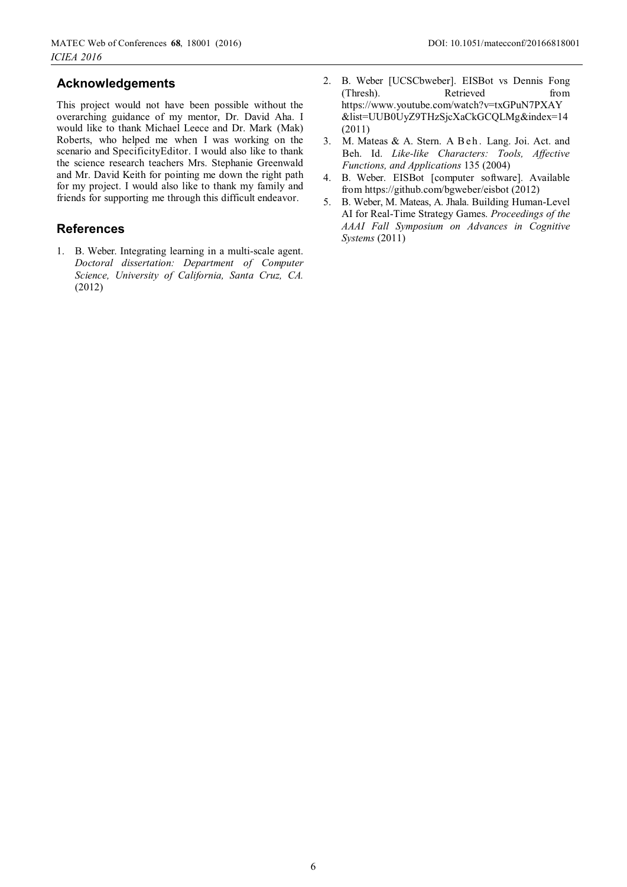## Acknowledgements

This project would not have been possible without the overarching guidance of my mentor, Dr. David Aha. I would like to thank Michael Leece and Dr. Mark (Mak) Roberts, who helped me when I was working on the scenario and SpecificityEditor. I would also like to thank the science research teachers Mrs. Stephanie Greenwald and Mr. David Keith for pointing me down the right path for my project. I would also like to thank my family and friends for supporting me through this difficult endeavor.

## References

1. B. Weber. Integrating learning in a multi-scale agent. *Doctoral dissertation: Department of Computer Science, University of California, Santa Cruz, CA.* (2012)
2. B. Weber [UCSCbweber]. EISBot vs Dennis Fong (Thresh). Retrieved from https://www.youtube.com/watch?v=txGPuN7PXAY &list=UUB0UyZ9THzSjcXaCkGCQLMg&index=14 (2011)
3. M. Mateas & A. Stern. A Beh. Lang. Joi. Act. and Beh. Id. *Like-like Characters: Tools, Affective Functions, and Applications* 135 (2004)
4. B. Weber. EISBot [computer software]. Available from https://github.com/bgweber/eisbot (2012)
5. B. Weber, M. Mateas, A. Jhala. Building Human-Level AI for Real-Time Strategy Games. *Proceedings of the AAAI Fall Symposium on Advances in Cognitive Systems* (2011)